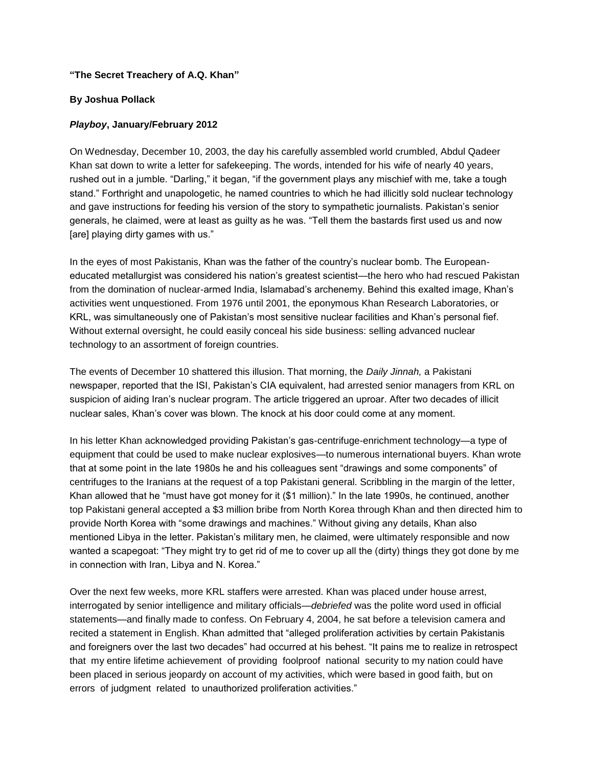**"The Secret Treachery of A.Q. Khan"**

**By Joshua Pollack**

***Playboy*, January/February 2012**

On Wednesday, December 10, 2003, the day his carefully assembled world crumbled, Abdul Qadeer Khan sat down to write a letter for safekeeping. The words, intended for his wife of nearly 40 years, rushed out in a jumble. "Darling," it began, "if the government plays any mischief with me, take a tough stand." Forthright and unapologetic, he named countries to which he had illicitly sold nuclear technology and gave instructions for feeding his version of the story to sympathetic journalists. Pakistan's senior generals, he claimed, were at least as guilty as he was. "Tell them the bastards first used us and now [are] playing dirty games with us."

In the eyes of most Pakistanis, Khan was the father of the country's nuclear bomb. The European-educated metallurgist was considered his nation's greatest scientist—the hero who had rescued Pakistan from the domination of nuclear-armed India, Islamabad's archenemy. Behind this exalted image, Khan's activities went unquestioned. From 1976 until 2001, the eponymous Khan Research Laboratories, or KRL, was simultaneously one of Pakistan's most sensitive nuclear facilities and Khan's personal fief. Without external oversight, he could easily conceal his side business: selling advanced nuclear technology to an assortment of foreign countries.

The events of December 10 shattered this illusion. That morning, the *Daily Jinnah,* a Pakistani newspaper, reported that the ISI, Pakistan's CIA equivalent, had arrested senior managers from KRL on suspicion of aiding Iran's nuclear program. The article triggered an uproar. After two decades of illicit nuclear sales, Khan's cover was blown. The knock at his door could come at any moment.

In his letter Khan acknowledged providing Pakistan's gas-centrifuge-enrichment technology—a type of equipment that could be used to make nuclear explosives—to numerous international buyers. Khan wrote that at some point in the late 1980s he and his colleagues sent "drawings and some components" of centrifuges to the Iranians at the request of a top Pakistani general. Scribbling in the margin of the letter, Khan allowed that he "must have got money for it ($1 million)." In the late 1990s, he continued, another top Pakistani general accepted a $3 million bribe from North Korea through Khan and then directed him to provide North Korea with "some drawings and machines." Without giving any details, Khan also mentioned Libya in the letter. Pakistan's military men, he claimed, were ultimately responsible and now wanted a scapegoat: "They might try to get rid of me to cover up all the (dirty) things they got done by me in connection with Iran, Libya and N. Korea."

Over the next few weeks, more KRL staffers were arrested. Khan was placed under house arrest, interrogated by senior intelligence and military officials—*debriefed* was the polite word used in official statements—and finally made to confess. On February 4, 2004, he sat before a television camera and recited a statement in English. Khan admitted that "alleged proliferation activities by certain Pakistanis and foreigners over the last two decades" had occurred at his behest. "It pains me to realize in retrospect that my entire lifetime achievement of providing foolproof national security to my nation could have been placed in serious jeopardy on account of my activities, which were based in good faith, but on errors of judgment related to unauthorized proliferation activities."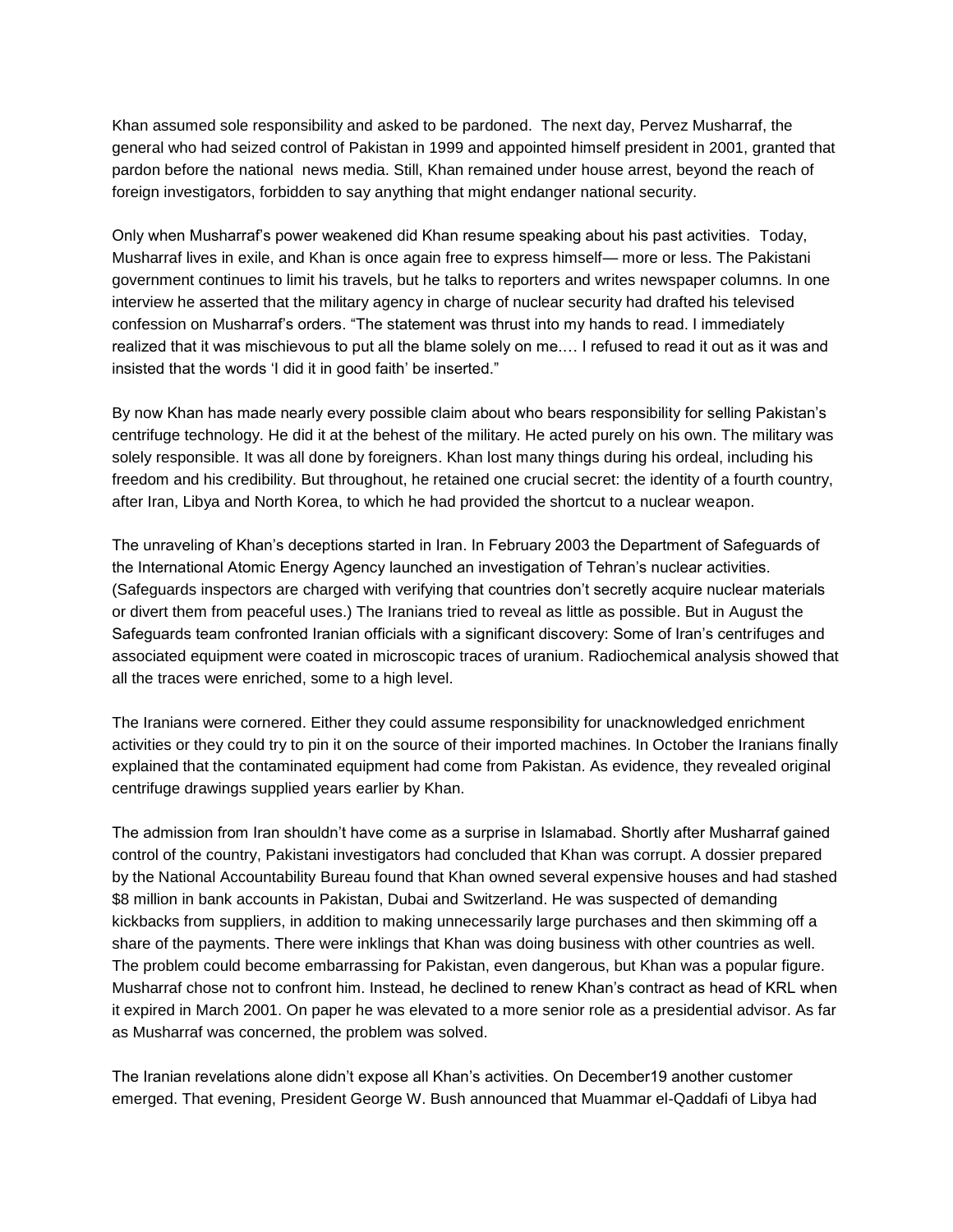Khan assumed sole responsibility and asked to be pardoned. The next day, Pervez Musharraf, the general who had seized control of Pakistan in 1999 and appointed himself president in 2001, granted that pardon before the national news media. Still, Khan remained under house arrest, beyond the reach of foreign investigators, forbidden to say anything that might endanger national security.

Only when Musharraf's power weakened did Khan resume speaking about his past activities. Today, Musharraf lives in exile, and Khan is once again free to express himself— more or less. The Pakistani government continues to limit his travels, but he talks to reporters and writes newspaper columns. In one interview he asserted that the military agency in charge of nuclear security had drafted his televised confession on Musharraf's orders. "The statement was thrust into my hands to read. I immediately realized that it was mischievous to put all the blame solely on me.… I refused to read it out as it was and insisted that the words 'I did it in good faith' be inserted."

By now Khan has made nearly every possible claim about who bears responsibility for selling Pakistan's centrifuge technology. He did it at the behest of the military. He acted purely on his own. The military was solely responsible. It was all done by foreigners. Khan lost many things during his ordeal, including his freedom and his credibility. But throughout, he retained one crucial secret: the identity of a fourth country, after Iran, Libya and North Korea, to which he had provided the shortcut to a nuclear weapon.

The unraveling of Khan's deceptions started in Iran. In February 2003 the Department of Safeguards of the International Atomic Energy Agency launched an investigation of Tehran's nuclear activities. (Safeguards inspectors are charged with verifying that countries don't secretly acquire nuclear materials or divert them from peaceful uses.) The Iranians tried to reveal as little as possible. But in August the Safeguards team confronted Iranian officials with a significant discovery: Some of Iran's centrifuges and associated equipment were coated in microscopic traces of uranium. Radiochemical analysis showed that all the traces were enriched, some to a high level.

The Iranians were cornered. Either they could assume responsibility for unacknowledged enrichment activities or they could try to pin it on the source of their imported machines. In October the Iranians finally explained that the contaminated equipment had come from Pakistan. As evidence, they revealed original centrifuge drawings supplied years earlier by Khan.

The admission from Iran shouldn't have come as a surprise in Islamabad. Shortly after Musharraf gained control of the country, Pakistani investigators had concluded that Khan was corrupt. A dossier prepared by the National Accountability Bureau found that Khan owned several expensive houses and had stashed $8 million in bank accounts in Pakistan, Dubai and Switzerland. He was suspected of demanding kickbacks from suppliers, in addition to making unnecessarily large purchases and then skimming off a share of the payments. There were inklings that Khan was doing business with other countries as well. The problem could become embarrassing for Pakistan, even dangerous, but Khan was a popular figure. Musharraf chose not to confront him. Instead, he declined to renew Khan's contract as head of KRL when it expired in March 2001. On paper he was elevated to a more senior role as a presidential advisor. As far as Musharraf was concerned, the problem was solved.

The Iranian revelations alone didn't expose all Khan's activities. On December19 another customer emerged. That evening, President George W. Bush announced that Muammar el-Qaddafi of Libya had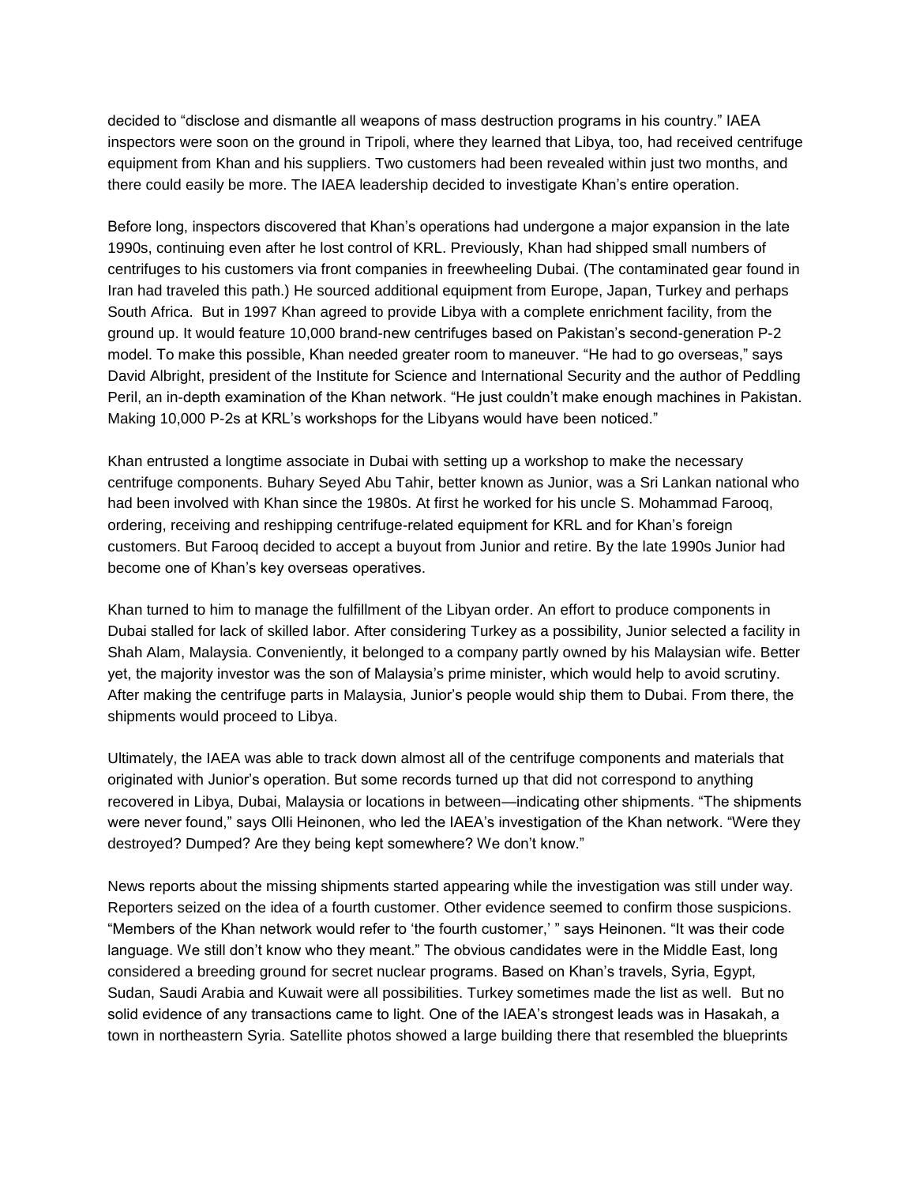decided to “disclose and dismantle all weapons of mass destruction programs in his country.” IAEA inspectors were soon on the ground in Tripoli, where they learned that Libya, too, had received centrifuge equipment from Khan and his suppliers. Two customers had been revealed within just two months, and there could easily be more. The IAEA leadership decided to investigate Khan’s entire operation.

Before long, inspectors discovered that Khan’s operations had undergone a major expansion in the late 1990s, continuing even after he lost control of KRL. Previously, Khan had shipped small numbers of centrifuges to his customers via front companies in freewheeling Dubai. (The contaminated gear found in Iran had traveled this path.) He sourced additional equipment from Europe, Japan, Turkey and perhaps South Africa. But in 1997 Khan agreed to provide Libya with a complete enrichment facility, from the ground up. It would feature 10,000 brand-new centrifuges based on Pakistan’s second-generation P-2 model. To make this possible, Khan needed greater room to maneuver. “He had to go overseas,” says David Albright, president of the Institute for Science and International Security and the author of Peddling Peril, an in-depth examination of the Khan network. “He just couldn’t make enough machines in Pakistan. Making 10,000 P-2s at KRL’s workshops for the Libyans would have been noticed.”

Khan entrusted a longtime associate in Dubai with setting up a workshop to make the necessary centrifuge components. Buhary Seyed Abu Tahir, better known as Junior, was a Sri Lankan national who had been involved with Khan since the 1980s. At first he worked for his uncle S. Mohammad Farooq, ordering, receiving and reshipping centrifuge-related equipment for KRL and for Khan’s foreign customers. But Farooq decided to accept a buyout from Junior and retire. By the late 1990s Junior had become one of Khan’s key overseas operatives.

Khan turned to him to manage the fulfillment of the Libyan order. An effort to produce components in Dubai stalled for lack of skilled labor. After considering Turkey as a possibility, Junior selected a facility in Shah Alam, Malaysia. Conveniently, it belonged to a company partly owned by his Malaysian wife. Better yet, the majority investor was the son of Malaysia’s prime minister, which would help to avoid scrutiny. After making the centrifuge parts in Malaysia, Junior’s people would ship them to Dubai. From there, the shipments would proceed to Libya.

Ultimately, the IAEA was able to track down almost all of the centrifuge components and materials that originated with Junior’s operation. But some records turned up that did not correspond to anything recovered in Libya, Dubai, Malaysia or locations in between—indicating other shipments. “The shipments were never found,” says Olli Heinonen, who led the IAEA’s investigation of the Khan network. “Were they destroyed? Dumped? Are they being kept somewhere? We don’t know.”

News reports about the missing shipments started appearing while the investigation was still under way. Reporters seized on the idea of a fourth customer. Other evidence seemed to confirm those suspicions. “Members of the Khan network would refer to ‘the fourth customer,’ ” says Heinonen. “It was their code language. We still don’t know who they meant.” The obvious candidates were in the Middle East, long considered a breeding ground for secret nuclear programs. Based on Khan’s travels, Syria, Egypt, Sudan, Saudi Arabia and Kuwait were all possibilities. Turkey sometimes made the list as well. But no solid evidence of any transactions came to light. One of the IAEA’s strongest leads was in Hasakah, a town in northeastern Syria. Satellite photos showed a large building there that resembled the blueprints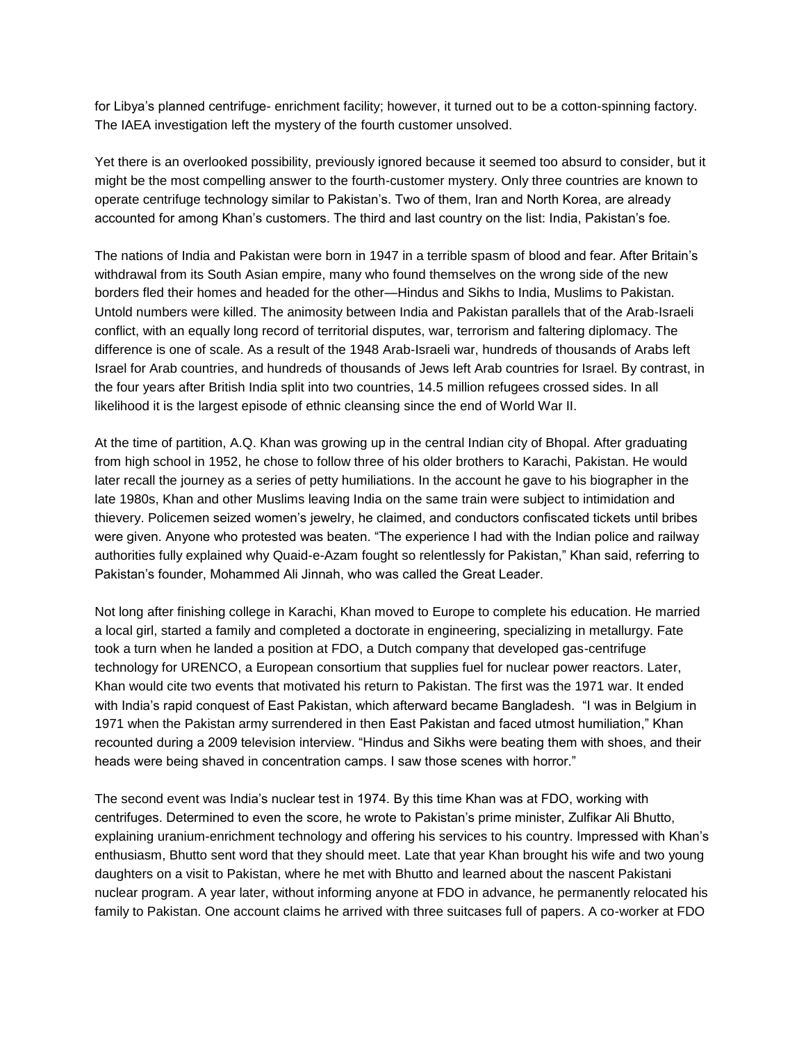for Libya's planned centrifuge- enrichment facility; however, it turned out to be a cotton-spinning factory. The IAEA investigation left the mystery of the fourth customer unsolved.

Yet there is an overlooked possibility, previously ignored because it seemed too absurd to consider, but it might be the most compelling answer to the fourth-customer mystery. Only three countries are known to operate centrifuge technology similar to Pakistan's. Two of them, Iran and North Korea, are already accounted for among Khan's customers. The third and last country on the list: India, Pakistan's foe.

The nations of India and Pakistan were born in 1947 in a terrible spasm of blood and fear. After Britain's withdrawal from its South Asian empire, many who found themselves on the wrong side of the new borders fled their homes and headed for the other—Hindus and Sikhs to India, Muslims to Pakistan. Untold numbers were killed. The animosity between India and Pakistan parallels that of the Arab-Israeli conflict, with an equally long record of territorial disputes, war, terrorism and faltering diplomacy. The difference is one of scale. As a result of the 1948 Arab-Israeli war, hundreds of thousands of Arabs left Israel for Arab countries, and hundreds of thousands of Jews left Arab countries for Israel. By contrast, in the four years after British India split into two countries, 14.5 million refugees crossed sides. In all likelihood it is the largest episode of ethnic cleansing since the end of World War II.

At the time of partition, A.Q. Khan was growing up in the central Indian city of Bhopal. After graduating from high school in 1952, he chose to follow three of his older brothers to Karachi, Pakistan. He would later recall the journey as a series of petty humiliations. In the account he gave to his biographer in the late 1980s, Khan and other Muslims leaving India on the same train were subject to intimidation and thievery. Policemen seized women's jewelry, he claimed, and conductors confiscated tickets until bribes were given. Anyone who protested was beaten. "The experience I had with the Indian police and railway authorities fully explained why Quaid-e-Azam fought so relentlessly for Pakistan," Khan said, referring to Pakistan's founder, Mohammed Ali Jinnah, who was called the Great Leader.

Not long after finishing college in Karachi, Khan moved to Europe to complete his education. He married a local girl, started a family and completed a doctorate in engineering, specializing in metallurgy. Fate took a turn when he landed a position at FDO, a Dutch company that developed gas-centrifuge technology for URENCO, a European consortium that supplies fuel for nuclear power reactors. Later, Khan would cite two events that motivated his return to Pakistan. The first was the 1971 war. It ended with India's rapid conquest of East Pakistan, which afterward became Bangladesh. "I was in Belgium in 1971 when the Pakistan army surrendered in then East Pakistan and faced utmost humiliation," Khan recounted during a 2009 television interview. "Hindus and Sikhs were beating them with shoes, and their heads were being shaved in concentration camps. I saw those scenes with horror."

The second event was India's nuclear test in 1974. By this time Khan was at FDO, working with centrifuges. Determined to even the score, he wrote to Pakistan's prime minister, Zulfikar Ali Bhutto, explaining uranium-enrichment technology and offering his services to his country. Impressed with Khan's enthusiasm, Bhutto sent word that they should meet. Late that year Khan brought his wife and two young daughters on a visit to Pakistan, where he met with Bhutto and learned about the nascent Pakistani nuclear program. A year later, without informing anyone at FDO in advance, he permanently relocated his family to Pakistan. One account claims he arrived with three suitcases full of papers. A co-worker at FDO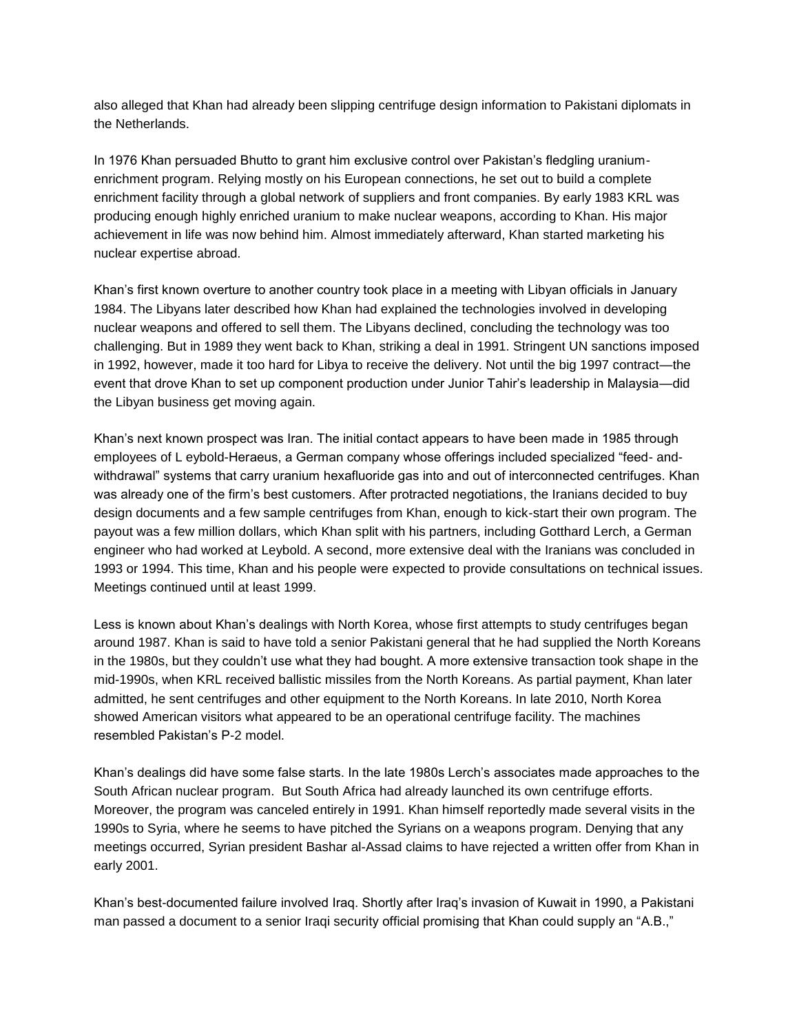also alleged that Khan had already been slipping centrifuge design information to Pakistani diplomats in the Netherlands.

In 1976 Khan persuaded Bhutto to grant him exclusive control over Pakistan's fledgling uranium-enrichment program. Relying mostly on his European connections, he set out to build a complete enrichment facility through a global network of suppliers and front companies. By early 1983 KRL was producing enough highly enriched uranium to make nuclear weapons, according to Khan. His major achievement in life was now behind him. Almost immediately afterward, Khan started marketing his nuclear expertise abroad.

Khan's first known overture to another country took place in a meeting with Libyan officials in January 1984. The Libyans later described how Khan had explained the technologies involved in developing nuclear weapons and offered to sell them. The Libyans declined, concluding the technology was too challenging. But in 1989 they went back to Khan, striking a deal in 1991. Stringent UN sanctions imposed in 1992, however, made it too hard for Libya to receive the delivery. Not until the big 1997 contract—the event that drove Khan to set up component production under Junior Tahir's leadership in Malaysia—did the Libyan business get moving again.

Khan's next known prospect was Iran. The initial contact appears to have been made in 1985 through employees of L eybold-Heraeus, a German company whose offerings included specialized "feed- and-withdrawal" systems that carry uranium hexafluoride gas into and out of interconnected centrifuges. Khan was already one of the firm's best customers. After protracted negotiations, the Iranians decided to buy design documents and a few sample centrifuges from Khan, enough to kick-start their own program. The payout was a few million dollars, which Khan split with his partners, including Gotthard Lerch, a German engineer who had worked at Leybold. A second, more extensive deal with the Iranians was concluded in 1993 or 1994. This time, Khan and his people were expected to provide consultations on technical issues. Meetings continued until at least 1999.

Less is known about Khan's dealings with North Korea, whose first attempts to study centrifuges began around 1987. Khan is said to have told a senior Pakistani general that he had supplied the North Koreans in the 1980s, but they couldn't use what they had bought. A more extensive transaction took shape in the mid-1990s, when KRL received ballistic missiles from the North Koreans. As partial payment, Khan later admitted, he sent centrifuges and other equipment to the North Koreans. In late 2010, North Korea showed American visitors what appeared to be an operational centrifuge facility. The machines resembled Pakistan's P-2 model.

Khan's dealings did have some false starts. In the late 1980s Lerch's associates made approaches to the South African nuclear program. But South Africa had already launched its own centrifuge efforts. Moreover, the program was canceled entirely in 1991. Khan himself reportedly made several visits in the 1990s to Syria, where he seems to have pitched the Syrians on a weapons program. Denying that any meetings occurred, Syrian president Bashar al-Assad claims to have rejected a written offer from Khan in early 2001.

Khan's best-documented failure involved Iraq. Shortly after Iraq's invasion of Kuwait in 1990, a Pakistani man passed a document to a senior Iraqi security official promising that Khan could supply an "A.B.,"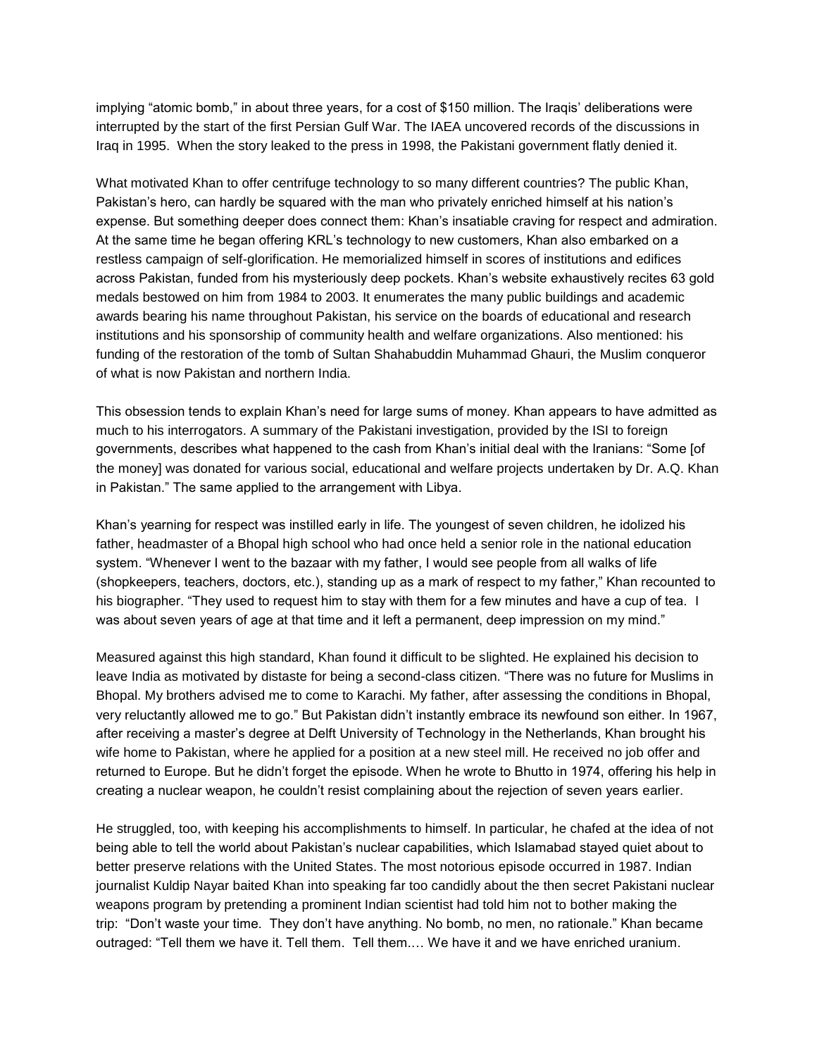implying "atomic bomb," in about three years, for a cost of $150 million. The Iraqis' deliberations were interrupted by the start of the first Persian Gulf War. The IAEA uncovered records of the discussions in Iraq in 1995. When the story leaked to the press in 1998, the Pakistani government flatly denied it.

What motivated Khan to offer centrifuge technology to so many different countries? The public Khan, Pakistan's hero, can hardly be squared with the man who privately enriched himself at his nation's expense. But something deeper does connect them: Khan's insatiable craving for respect and admiration. At the same time he began offering KRL's technology to new customers, Khan also embarked on a restless campaign of self-glorification. He memorialized himself in scores of institutions and edifices across Pakistan, funded from his mysteriously deep pockets. Khan's website exhaustively recites 63 gold medals bestowed on him from 1984 to 2003. It enumerates the many public buildings and academic awards bearing his name throughout Pakistan, his service on the boards of educational and research institutions and his sponsorship of community health and welfare organizations. Also mentioned: his funding of the restoration of the tomb of Sultan Shahabuddin Muhammad Ghauri, the Muslim conqueror of what is now Pakistan and northern India.

This obsession tends to explain Khan's need for large sums of money. Khan appears to have admitted as much to his interrogators. A summary of the Pakistani investigation, provided by the ISI to foreign governments, describes what happened to the cash from Khan's initial deal with the Iranians: "Some [of the money] was donated for various social, educational and welfare projects undertaken by Dr. A.Q. Khan in Pakistan." The same applied to the arrangement with Libya.

Khan's yearning for respect was instilled early in life. The youngest of seven children, he idolized his father, headmaster of a Bhopal high school who had once held a senior role in the national education system. "Whenever I went to the bazaar with my father, I would see people from all walks of life (shopkeepers, teachers, doctors, etc.), standing up as a mark of respect to my father," Khan recounted to his biographer. "They used to request him to stay with them for a few minutes and have a cup of tea. I was about seven years of age at that time and it left a permanent, deep impression on my mind."

Measured against this high standard, Khan found it difficult to be slighted. He explained his decision to leave India as motivated by distaste for being a second-class citizen. "There was no future for Muslims in Bhopal. My brothers advised me to come to Karachi. My father, after assessing the conditions in Bhopal, very reluctantly allowed me to go." But Pakistan didn't instantly embrace its newfound son either. In 1967, after receiving a master's degree at Delft University of Technology in the Netherlands, Khan brought his wife home to Pakistan, where he applied for a position at a new steel mill. He received no job offer and returned to Europe. But he didn't forget the episode. When he wrote to Bhutto in 1974, offering his help in creating a nuclear weapon, he couldn't resist complaining about the rejection of seven years earlier.

He struggled, too, with keeping his accomplishments to himself. In particular, he chafed at the idea of not being able to tell the world about Pakistan's nuclear capabilities, which Islamabad stayed quiet about to better preserve relations with the United States. The most notorious episode occurred in 1987. Indian journalist Kuldip Nayar baited Khan into speaking far too candidly about the then secret Pakistani nuclear weapons program by pretending a prominent Indian scientist had told him not to bother making the trip: "Don't waste your time. They don't have anything. No bomb, no men, no rationale." Khan became outraged: "Tell them we have it. Tell them. Tell them.… We have it and we have enriched uranium.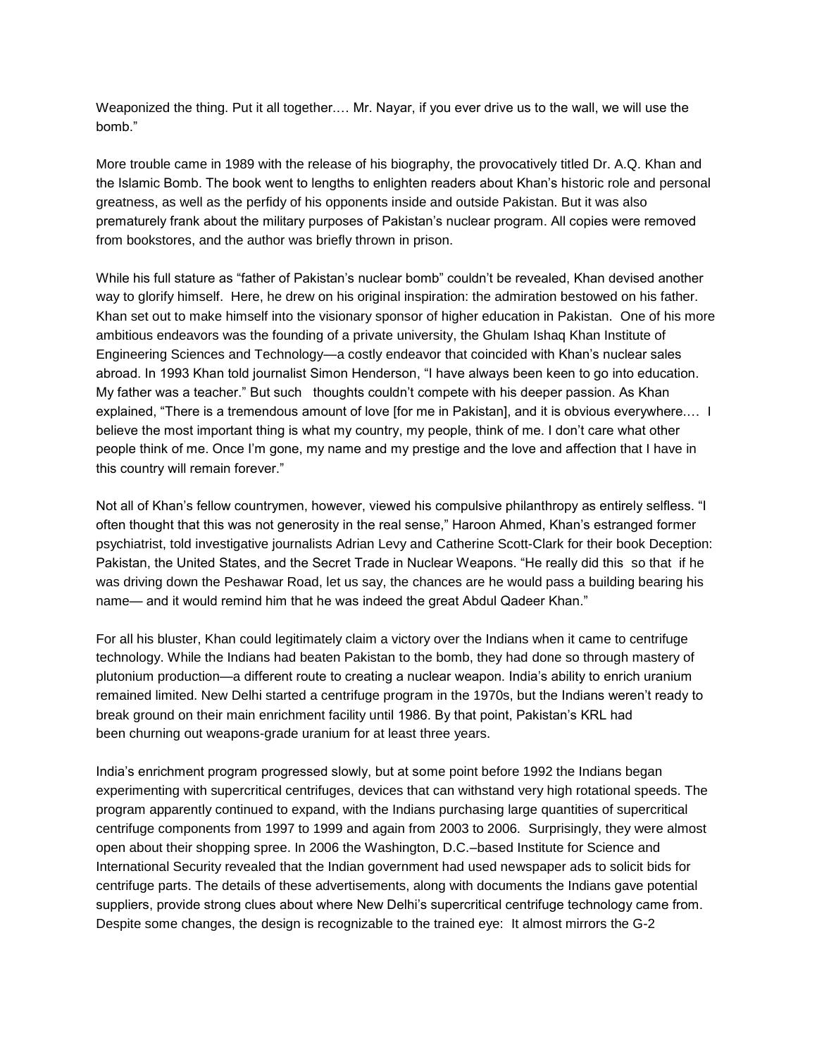Weaponized the thing. Put it all together.… Mr. Nayar, if you ever drive us to the wall, we will use the bomb."

More trouble came in 1989 with the release of his biography, the provocatively titled Dr. A.Q. Khan and the Islamic Bomb. The book went to lengths to enlighten readers about Khan's historic role and personal greatness, as well as the perfidy of his opponents inside and outside Pakistan. But it was also prematurely frank about the military purposes of Pakistan's nuclear program. All copies were removed from bookstores, and the author was briefly thrown in prison.

While his full stature as "father of Pakistan's nuclear bomb" couldn't be revealed, Khan devised another way to glorify himself. Here, he drew on his original inspiration: the admiration bestowed on his father. Khan set out to make himself into the visionary sponsor of higher education in Pakistan. One of his more ambitious endeavors was the founding of a private university, the Ghulam Ishaq Khan Institute of Engineering Sciences and Technology—a costly endeavor that coincided with Khan's nuclear sales abroad. In 1993 Khan told journalist Simon Henderson, "I have always been keen to go into education. My father was a teacher." But such thoughts couldn't compete with his deeper passion. As Khan explained, "There is a tremendous amount of love [for me in Pakistan], and it is obvious everywhere.… I believe the most important thing is what my country, my people, think of me. I don't care what other people think of me. Once I'm gone, my name and my prestige and the love and affection that I have in this country will remain forever."

Not all of Khan's fellow countrymen, however, viewed his compulsive philanthropy as entirely selfless. "I often thought that this was not generosity in the real sense," Haroon Ahmed, Khan's estranged former psychiatrist, told investigative journalists Adrian Levy and Catherine Scott-Clark for their book Deception: Pakistan, the United States, and the Secret Trade in Nuclear Weapons. "He really did this so that if he was driving down the Peshawar Road, let us say, the chances are he would pass a building bearing his name— and it would remind him that he was indeed the great Abdul Qadeer Khan."

For all his bluster, Khan could legitimately claim a victory over the Indians when it came to centrifuge technology. While the Indians had beaten Pakistan to the bomb, they had done so through mastery of plutonium production—a different route to creating a nuclear weapon. India's ability to enrich uranium remained limited. New Delhi started a centrifuge program in the 1970s, but the Indians weren't ready to break ground on their main enrichment facility until 1986. By that point, Pakistan's KRL had been churning out weapons-grade uranium for at least three years.

India's enrichment program progressed slowly, but at some point before 1992 the Indians began experimenting with supercritical centrifuges, devices that can withstand very high rotational speeds. The program apparently continued to expand, with the Indians purchasing large quantities of supercritical centrifuge components from 1997 to 1999 and again from 2003 to 2006. Surprisingly, they were almost open about their shopping spree. In 2006 the Washington, D.C.–based Institute for Science and International Security revealed that the Indian government had used newspaper ads to solicit bids for centrifuge parts. The details of these advertisements, along with documents the Indians gave potential suppliers, provide strong clues about where New Delhi's supercritical centrifuge technology came from. Despite some changes, the design is recognizable to the trained eye: It almost mirrors the G-2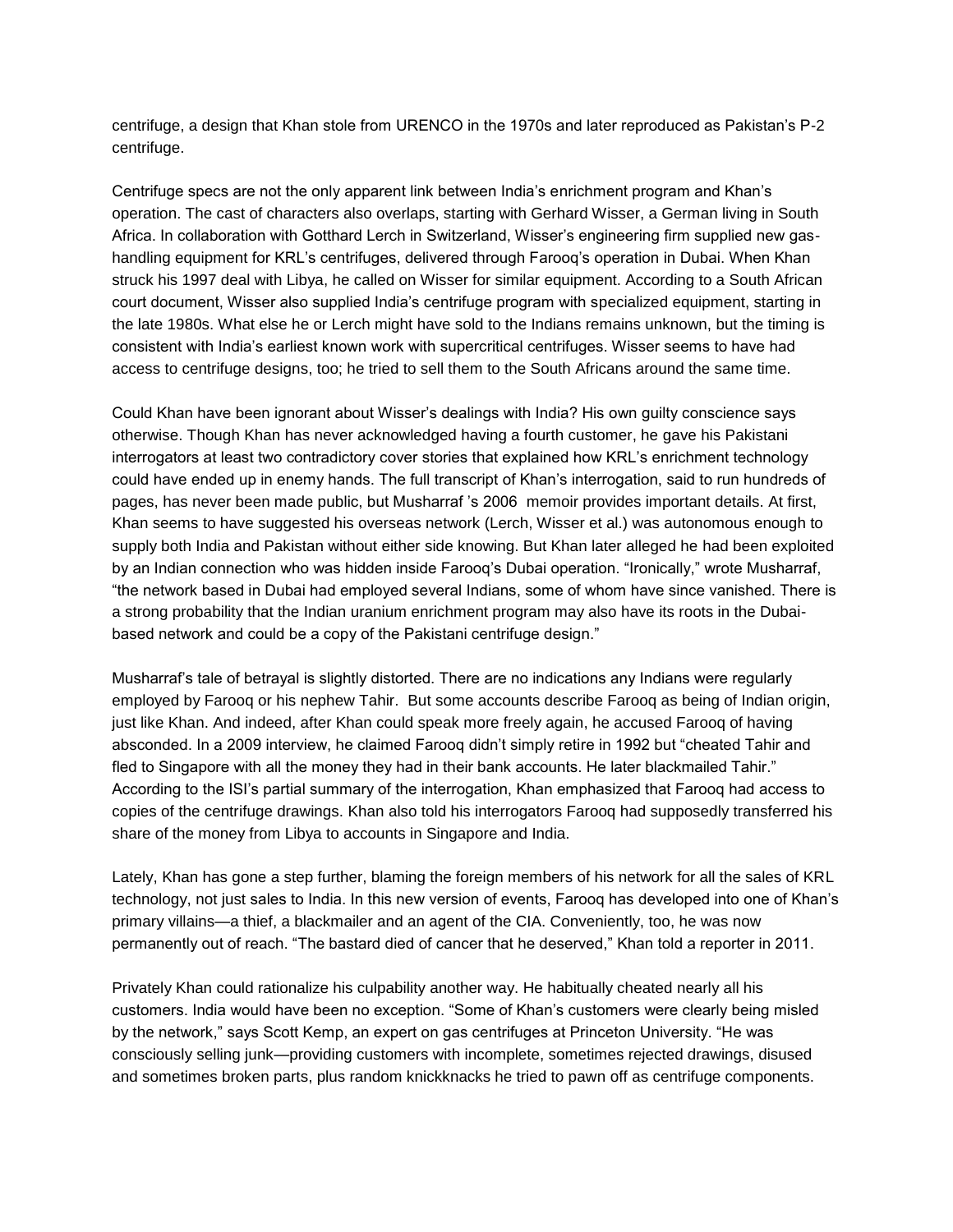centrifuge, a design that Khan stole from URENCO in the 1970s and later reproduced as Pakistan's P-2 centrifuge.

Centrifuge specs are not the only apparent link between India's enrichment program and Khan's operation. The cast of characters also overlaps, starting with Gerhard Wisser, a German living in South Africa. In collaboration with Gotthard Lerch in Switzerland, Wisser's engineering firm supplied new gas-handling equipment for KRL's centrifuges, delivered through Farooq's operation in Dubai. When Khan struck his 1997 deal with Libya, he called on Wisser for similar equipment. According to a South African court document, Wisser also supplied India's centrifuge program with specialized equipment, starting in the late 1980s. What else he or Lerch might have sold to the Indians remains unknown, but the timing is consistent with India's earliest known work with supercritical centrifuges. Wisser seems to have had access to centrifuge designs, too; he tried to sell them to the South Africans around the same time.

Could Khan have been ignorant about Wisser's dealings with India? His own guilty conscience says otherwise. Though Khan has never acknowledged having a fourth customer, he gave his Pakistani interrogators at least two contradictory cover stories that explained how KRL's enrichment technology could have ended up in enemy hands. The full transcript of Khan's interrogation, said to run hundreds of pages, has never been made public, but Musharraf 's 2006 memoir provides important details. At first, Khan seems to have suggested his overseas network (Lerch, Wisser et al.) was autonomous enough to supply both India and Pakistan without either side knowing. But Khan later alleged he had been exploited by an Indian connection who was hidden inside Farooq's Dubai operation. "Ironically," wrote Musharraf, "the network based in Dubai had employed several Indians, some of whom have since vanished. There is a strong probability that the Indian uranium enrichment program may also have its roots in the Dubai-based network and could be a copy of the Pakistani centrifuge design."

Musharraf's tale of betrayal is slightly distorted. There are no indications any Indians were regularly employed by Farooq or his nephew Tahir. But some accounts describe Farooq as being of Indian origin, just like Khan. And indeed, after Khan could speak more freely again, he accused Farooq of having absconded. In a 2009 interview, he claimed Farooq didn't simply retire in 1992 but "cheated Tahir and fled to Singapore with all the money they had in their bank accounts. He later blackmailed Tahir." According to the ISI's partial summary of the interrogation, Khan emphasized that Farooq had access to copies of the centrifuge drawings. Khan also told his interrogators Farooq had supposedly transferred his share of the money from Libya to accounts in Singapore and India.

Lately, Khan has gone a step further, blaming the foreign members of his network for all the sales of KRL technology, not just sales to India. In this new version of events, Farooq has developed into one of Khan's primary villains—a thief, a blackmailer and an agent of the CIA. Conveniently, too, he was now permanently out of reach. "The bastard died of cancer that he deserved," Khan told a reporter in 2011.

Privately Khan could rationalize his culpability another way. He habitually cheated nearly all his customers. India would have been no exception. "Some of Khan's customers were clearly being misled by the network," says Scott Kemp, an expert on gas centrifuges at Princeton University. "He was consciously selling junk—providing customers with incomplete, sometimes rejected drawings, disused and sometimes broken parts, plus random knickknacks he tried to pawn off as centrifuge components.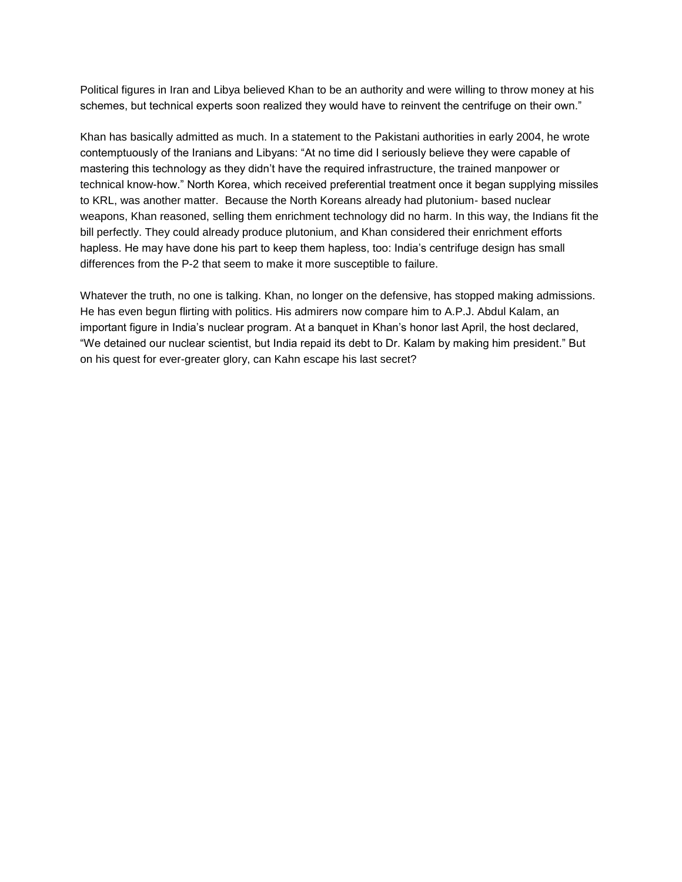Political figures in Iran and Libya believed Khan to be an authority and were willing to throw money at his schemes, but technical experts soon realized they would have to reinvent the centrifuge on their own."

Khan has basically admitted as much. In a statement to the Pakistani authorities in early 2004, he wrote contemptuously of the Iranians and Libyans: "At no time did I seriously believe they were capable of mastering this technology as they didn't have the required infrastructure, the trained manpower or technical know-how." North Korea, which received preferential treatment once it began supplying missiles to KRL, was another matter. Because the North Koreans already had plutonium- based nuclear weapons, Khan reasoned, selling them enrichment technology did no harm. In this way, the Indians fit the bill perfectly. They could already produce plutonium, and Khan considered their enrichment efforts hapless. He may have done his part to keep them hapless, too: India's centrifuge design has small differences from the P-2 that seem to make it more susceptible to failure.

Whatever the truth, no one is talking. Khan, no longer on the defensive, has stopped making admissions. He has even begun flirting with politics. His admirers now compare him to A.P.J. Abdul Kalam, an important figure in India's nuclear program. At a banquet in Khan's honor last April, the host declared, "We detained our nuclear scientist, but India repaid its debt to Dr. Kalam by making him president." But on his quest for ever-greater glory, can Kahn escape his last secret?